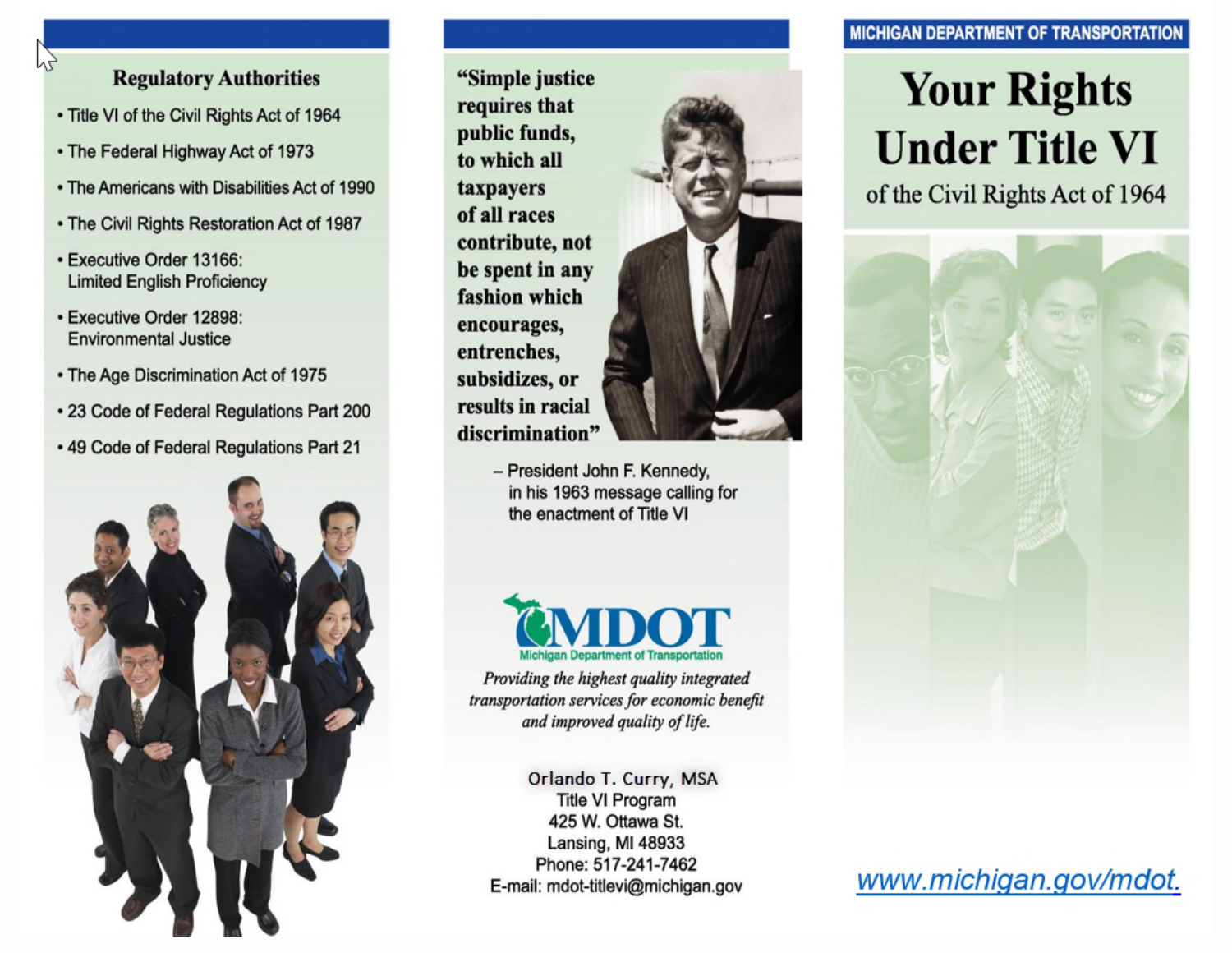## Regulatory Authorities

- Title VI of the Civil Rights Act of 1964
- The Federal Highway Act of 1973
- The Americans with Disabilities Act of 1990
- The Civil Rights Restoration Act of 1987
- Executive Order 13166: Limited English Proficiency
- Executive Order 12898: Environmental Justice
- The Age Discrimination Act of 1975
- 23 Code of Federal Regulations Part 200
- 49 Code of Federal Regulations Part 21

**"Simple justice requires that public funds, to which all taxpayers of all races contribute, not be spent in any fashion which encourages, entrenches, subsidizes, or results in racial discrimination"**

– President John F. Kennedy, in his 1963 message calling for the enactment of Title VI

MDOT
Michigan Department of Transportation

*Providing the highest quality integrated transportation services for economic benefit and improved quality of life.*

Orlando T. Curry, MSA
Title VI Program
425 W. Ottawa St.
Lansing, MI 48933
Phone: 517-241-7462
E-mail: mdot-titlevi@michigan.gov

MICHIGAN DEPARTMENT OF TRANSPORTATION

# Your Rights Under Title VI

of the Civil Rights Act of 1964

www.michigan.gov/mdot.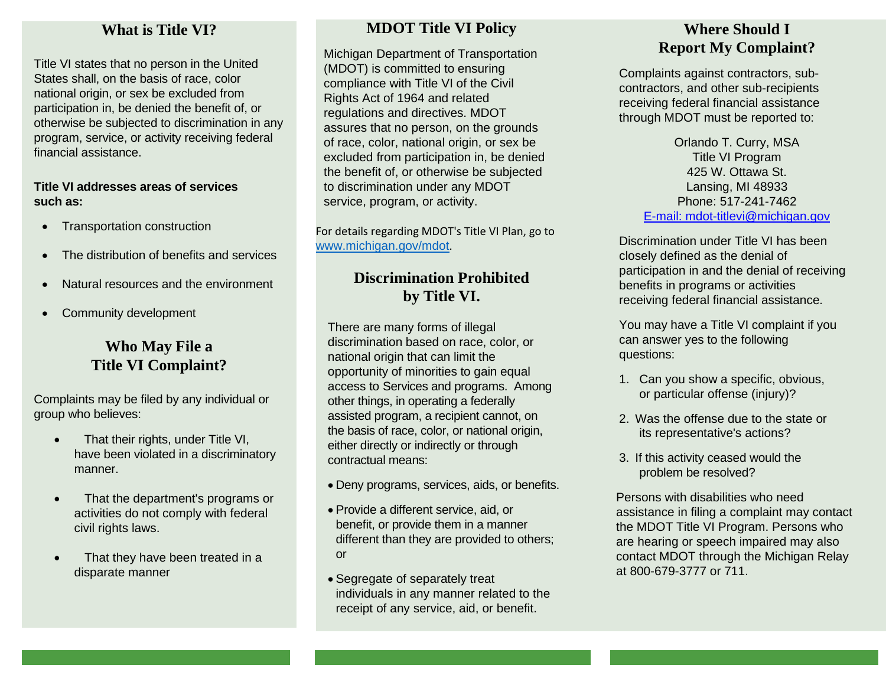## What is Title VI?

Title VI states that no person in the United States shall, on the basis of race, color national origin, or sex be excluded from participation in, be denied the benefit of, or otherwise be subjected to discrimination in any program, service, or activity receiving federal financial assistance.

**Title VI addresses areas of services such as:**

- Transportation construction
- The distribution of benefits and services
- Natural resources and the environment
- Community development

## Who May File a Title VI Complaint?

Complaints may be filed by any individual or group who believes:

- That their rights, under Title VI, have been violated in a discriminatory manner.
- That the department's programs or activities do not comply with federal civil rights laws.
- That they have been treated in a disparate manner

## MDOT Title VI Policy

Michigan Department of Transportation (MDOT) is committed to ensuring compliance with Title VI of the Civil Rights Act of 1964 and related regulations and directives. MDOT assures that no person, on the grounds of race, color, national origin, or sex be excluded from participation in, be denied the benefit of, or otherwise be subjected to discrimination under any MDOT service, program, or activity.

For details regarding MDOT's Title VI Plan, go to www.michigan.gov/mdot.

## Discrimination Prohibited by Title VI.

There are many forms of illegal discrimination based on race, color, or national origin that can limit the opportunity of minorities to gain equal access to Services and programs. Among other things, in operating a federally assisted program, a recipient cannot, on the basis of race, color, or national origin, either directly or indirectly or through contractual means:

- Deny programs, services, aids, or benefits.
- Provide a different service, aid, or benefit, or provide them in a manner different than they are provided to others; or
- Segregate of separately treat individuals in any manner related to the receipt of any service, aid, or benefit.

## Where Should I Report My Complaint?

Complaints against contractors, sub-contractors, and other sub-recipients receiving federal financial assistance through MDOT must be reported to:

Orlando T. Curry, MSA
Title VI Program
425 W. Ottawa St.
Lansing, MI 48933
Phone: 517-241-7462
E-mail: mdot-titlevi@michigan.gov

Discrimination under Title VI has been closely defined as the denial of participation in and the denial of receiving benefits in programs or activities receiving federal financial assistance.

You may have a Title VI complaint if you can answer yes to the following questions:

1. Can you show a specific, obvious, or particular offense (injury)?
2. Was the offense due to the state or its representative's actions?
3. If this activity ceased would the problem be resolved?

Persons with disabilities who need assistance in filing a complaint may contact the MDOT Title VI Program. Persons who are hearing or speech impaired may also contact MDOT through the Michigan Relay at 800-679-3777 or 711.